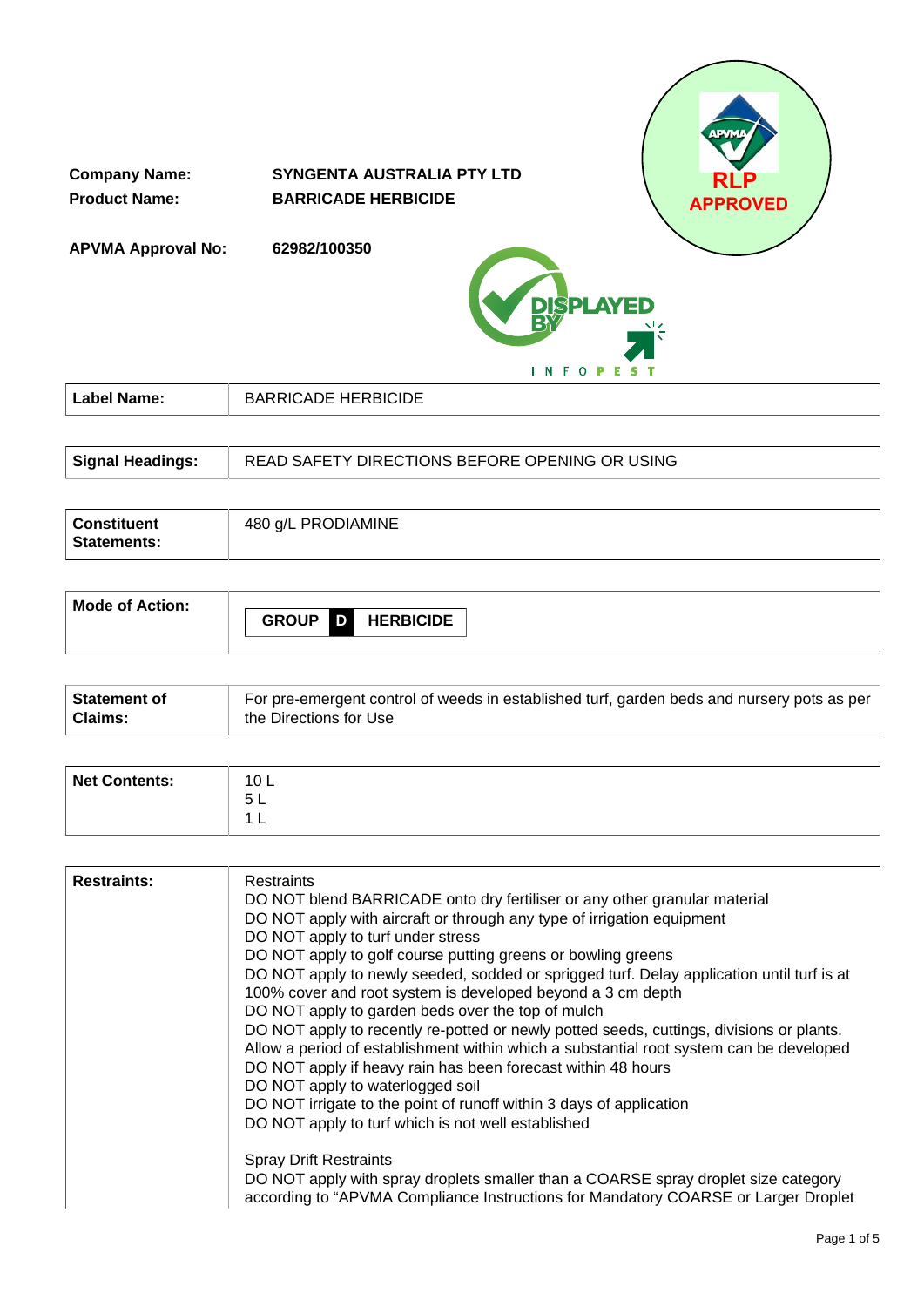**Company Name:** SYNGENTA AUSTRALIA PTY LTD

**Product Name:** BARRICADE HERBICIDE

**APVMA Approval No:** 62982/100350

RLP APPROVED

| **Label Name:** | BARRICADE HERBICIDE |
|---|---|

| **Signal Headings:** | READ SAFETY DIRECTIONS BEFORE OPENING OR USING |
|---|---|

| **Constituent Statements:** | 480 g/L PRODIAMINE |
|---|---|

| **Mode of Action:** | GROUP **D** HERBICIDE |
|---|---|

| **Statement of Claims:** | For pre-emergent control of weeds in established turf, garden beds and nursery pots as per the Directions for Use |
|---|---|

| **Net Contents:** | 10 L<br>5 L<br>1 L |
|---|---|

| **Restraints:** | Restraints<br>DO NOT blend BARRICADE onto dry fertiliser or any other granular material<br>DO NOT apply with aircraft or through any type of irrigation equipment<br>DO NOT apply to turf under stress<br>DO NOT apply to golf course putting greens or bowling greens<br>DO NOT apply to newly seeded, sodded or sprigged turf. Delay application until turf is at 100% cover and root system is developed beyond a 3 cm depth<br>DO NOT apply to garden beds over the top of mulch<br>DO NOT apply to recently re-potted or newly potted seeds, cuttings, divisions or plants. Allow a period of establishment within which a substantial root system can be developed<br>DO NOT apply if heavy rain has been forecast within 48 hours<br>DO NOT apply to waterlogged soil<br>DO NOT irrigate to the point of runoff within 3 days of application<br>DO NOT apply to turf which is not well established<br><br>Spray Drift Restraints<br>DO NOT apply with spray droplets smaller than a COARSE spray droplet size category according to "APVMA Compliance Instructions for Mandatory COARSE or Larger Droplet |
|---|---|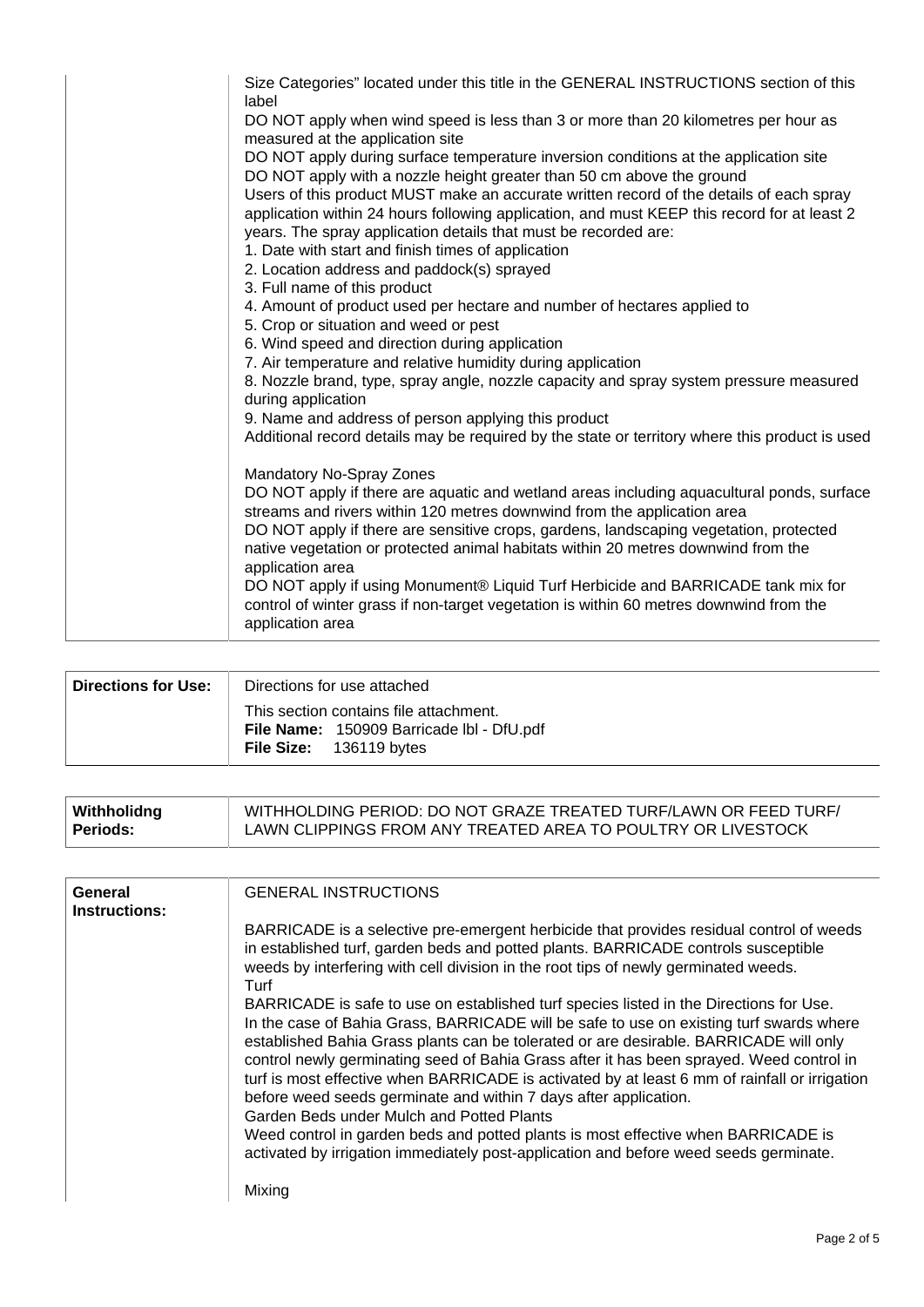| | |
|---|---|
| | Size Categories" located under this title in the GENERAL INSTRUCTIONS section of this label<br>DO NOT apply when wind speed is less than 3 or more than 20 kilometres per hour as measured at the application site<br>DO NOT apply during surface temperature inversion conditions at the application site<br>DO NOT apply with a nozzle height greater than 50 cm above the ground<br>Users of this product MUST make an accurate written record of the details of each spray application within 24 hours following application, and must KEEP this record for at least 2 years. The spray application details that must be recorded are:<br>1. Date with start and finish times of application<br>2. Location address and paddock(s) sprayed<br>3. Full name of this product<br>4. Amount of product used per hectare and number of hectares applied to<br>5. Crop or situation and weed or pest<br>6. Wind speed and direction during application<br>7. Air temperature and relative humidity during application<br>8. Nozzle brand, type, spray angle, nozzle capacity and spray system pressure measured during application<br>9. Name and address of person applying this product<br>Additional record details may be required by the state or territory where this product is used<br><br>Mandatory No-Spray Zones<br>DO NOT apply if there are aquatic and wetland areas including aquacultural ponds, surface streams and rivers within 120 metres downwind from the application area<br>DO NOT apply if there are sensitive crops, gardens, landscaping vegetation, protected native vegetation or protected animal habitats within 20 metres downwind from the application area<br>DO NOT apply if using Monument® Liquid Turf Herbicide and BARRICADE tank mix for control of winter grass if non-target vegetation is within 60 metres downwind from the application area |

| | |
|---|---|
| **Directions for Use:** | Directions for use attached<br>This section contains file attachment.<br>**File Name:** 150909 Barricade lbl - DfU.pdf<br>**File Size:** 136119 bytes |

| | |
|---|---|
| **Withholidng Periods:** | WITHHOLDING PERIOD: DO NOT GRAZE TREATED TURF/LAWN OR FEED TURF/ LAWN CLIPPINGS FROM ANY TREATED AREA TO POULTRY OR LIVESTOCK |

| | |
|---|---|
| **General Instructions:** | GENERAL INSTRUCTIONS<br><br>BARRICADE is a selective pre-emergent herbicide that provides residual control of weeds in established turf, garden beds and potted plants. BARRICADE controls susceptible weeds by interfering with cell division in the root tips of newly germinated weeds.<br>Turf<br>BARRICADE is safe to use on established turf species listed in the Directions for Use. In the case of Bahia Grass, BARRICADE will be safe to use on existing turf swards where established Bahia Grass plants can be tolerated or are desirable. BARRICADE will only control newly germinating seed of Bahia Grass after it has been sprayed. Weed control in turf is most effective when BARRICADE is activated by at least 6 mm of rainfall or irrigation before weed seeds germinate and within 7 days after application.<br>Garden Beds under Mulch and Potted Plants<br>Weed control in garden beds and potted plants is most effective when BARRICADE is activated by irrigation immediately post-application and before weed seeds germinate.<br><br>Mixing |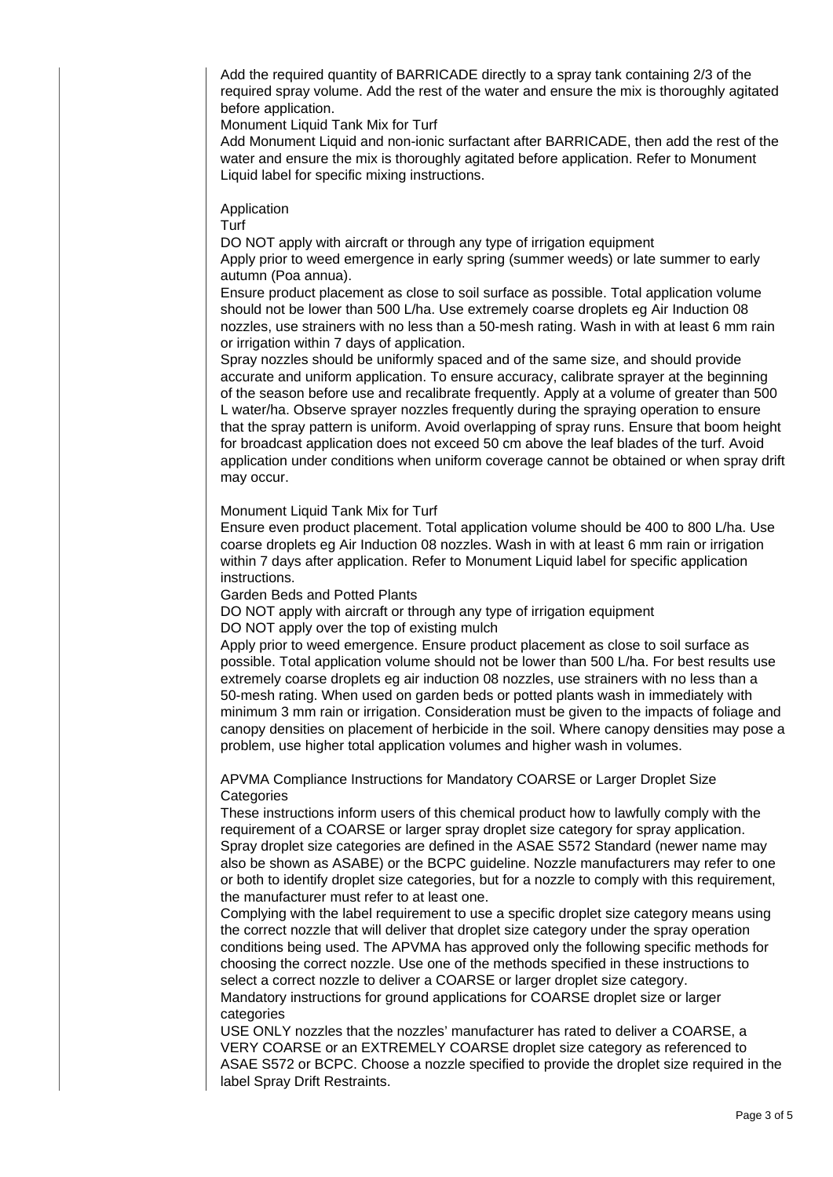Add the required quantity of BARRICADE directly to a spray tank containing 2/3 of the required spray volume. Add the rest of the water and ensure the mix is thoroughly agitated before application.

Monument Liquid Tank Mix for Turf

Add Monument Liquid and non-ionic surfactant after BARRICADE, then add the rest of the water and ensure the mix is thoroughly agitated before application. Refer to Monument Liquid label for specific mixing instructions.

Application

Turf

DO NOT apply with aircraft or through any type of irrigation equipment

Apply prior to weed emergence in early spring (summer weeds) or late summer to early autumn (Poa annua).

Ensure product placement as close to soil surface as possible. Total application volume should not be lower than 500 L/ha. Use extremely coarse droplets eg Air Induction 08 nozzles, use strainers with no less than a 50-mesh rating. Wash in with at least 6 mm rain or irrigation within 7 days of application.

Spray nozzles should be uniformly spaced and of the same size, and should provide accurate and uniform application. To ensure accuracy, calibrate sprayer at the beginning of the season before use and recalibrate frequently. Apply at a volume of greater than 500 L water/ha. Observe sprayer nozzles frequently during the spraying operation to ensure that the spray pattern is uniform. Avoid overlapping of spray runs. Ensure that boom height for broadcast application does not exceed 50 cm above the leaf blades of the turf. Avoid application under conditions when uniform coverage cannot be obtained or when spray drift may occur.

Monument Liquid Tank Mix for Turf

Ensure even product placement. Total application volume should be 400 to 800 L/ha. Use coarse droplets eg Air Induction 08 nozzles. Wash in with at least 6 mm rain or irrigation within 7 days after application. Refer to Monument Liquid label for specific application instructions.

Garden Beds and Potted Plants

DO NOT apply with aircraft or through any type of irrigation equipment

DO NOT apply over the top of existing mulch

Apply prior to weed emergence. Ensure product placement as close to soil surface as possible. Total application volume should not be lower than 500 L/ha. For best results use extremely coarse droplets eg air induction 08 nozzles, use strainers with no less than a 50-mesh rating. When used on garden beds or potted plants wash in immediately with minimum 3 mm rain or irrigation. Consideration must be given to the impacts of foliage and canopy densities on placement of herbicide in the soil. Where canopy densities may pose a problem, use higher total application volumes and higher wash in volumes.

APVMA Compliance Instructions for Mandatory COARSE or Larger Droplet Size Categories

These instructions inform users of this chemical product how to lawfully comply with the requirement of a COARSE or larger spray droplet size category for spray application. Spray droplet size categories are defined in the ASAE S572 Standard (newer name may also be shown as ASABE) or the BCPC guideline. Nozzle manufacturers may refer to one or both to identify droplet size categories, but for a nozzle to comply with this requirement, the manufacturer must refer to at least one.

Complying with the label requirement to use a specific droplet size category means using the correct nozzle that will deliver that droplet size category under the spray operation conditions being used. The APVMA has approved only the following specific methods for choosing the correct nozzle. Use one of the methods specified in these instructions to select a correct nozzle to deliver a COARSE or larger droplet size category.

Mandatory instructions for ground applications for COARSE droplet size or larger categories

USE ONLY nozzles that the nozzles' manufacturer has rated to deliver a COARSE, a VERY COARSE or an EXTREMELY COARSE droplet size category as referenced to ASAE S572 or BCPC. Choose a nozzle specified to provide the droplet size required in the label Spray Drift Restraints.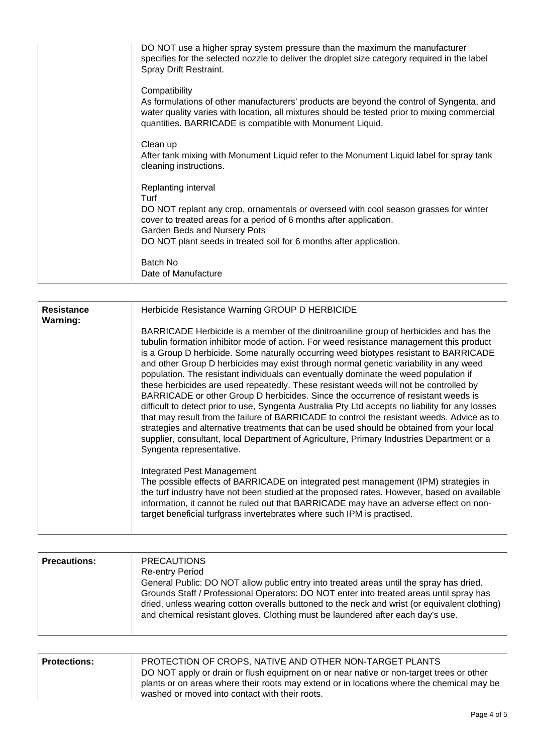| | |
|---|---|
| | DO NOT use a higher spray system pressure than the maximum the manufacturer specifies for the selected nozzle to deliver the droplet size category required in the label Spray Drift Restraint.<br><br>Compatibility<br>As formulations of other manufacturers' products are beyond the control of Syngenta, and water quality varies with location, all mixtures should be tested prior to mixing commercial quantities. BARRICADE is compatible with Monument Liquid.<br><br>Clean up<br>After tank mixing with Monument Liquid refer to the Monument Liquid label for spray tank cleaning instructions.<br><br>Replanting interval<br>Turf<br>DO NOT replant any crop, ornamentals or overseed with cool season grasses for winter cover to treated areas for a period of 6 months after application.<br>Garden Beds and Nursery Pots<br>DO NOT plant seeds in treated soil for 6 months after application.<br><br>Batch No<br>Date of Manufacture |

| | |
|---|---|
| **Resistance Warning:** | Herbicide Resistance Warning GROUP D HERBICIDE<br><br>BARRICADE Herbicide is a member of the dinitroaniline group of herbicides and has the tubulin formation inhibitor mode of action. For weed resistance management this product is a Group D herbicide. Some naturally occurring weed biotypes resistant to BARRICADE and other Group D herbicides may exist through normal genetic variability in any weed population. The resistant individuals can eventually dominate the weed population if these herbicides are used repeatedly. These resistant weeds will not be controlled by BARRICADE or other Group D herbicides. Since the occurrence of resistant weeds is difficult to detect prior to use, Syngenta Australia Pty Ltd accepts no liability for any losses that may result from the failure of BARRICADE to control the resistant weeds. Advice as to strategies and alternative treatments that can be used should be obtained from your local supplier, consultant, local Department of Agriculture, Primary Industries Department or a Syngenta representative.<br><br>Integrated Pest Management<br>The possible effects of BARRICADE on integrated pest management (IPM) strategies in the turf industry have not been studied at the proposed rates. However, based on available information, it cannot be ruled out that BARRICADE may have an adverse effect on non-target beneficial turfgrass invertebrates where such IPM is practised. |

| | |
|---|---|
| **Precautions:** | PRECAUTIONS<br>Re-entry Period<br>General Public: DO NOT allow public entry into treated areas until the spray has dried.<br>Grounds Staff / Professional Operators: DO NOT enter into treated areas until spray has dried, unless wearing cotton overalls buttoned to the neck and wrist (or equivalent clothing) and chemical resistant gloves. Clothing must be laundered after each day's use. |

| | |
|---|---|
| **Protections:** | PROTECTION OF CROPS, NATIVE AND OTHER NON-TARGET PLANTS<br>DO NOT apply or drain or flush equipment on or near native or non-target trees or other plants or on areas where their roots may extend or in locations where the chemical may be washed or moved into contact with their roots. |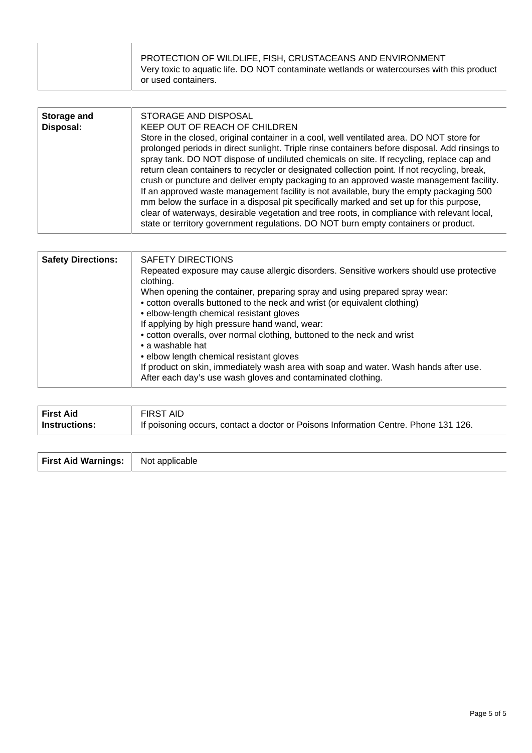| | |
|---|---|
| | PROTECTION OF WILDLIFE, FISH, CRUSTACEANS AND ENVIRONMENT<br>Very toxic to aquatic life. DO NOT contaminate wetlands or watercourses with this product or used containers. |

| | |
|---|---|
| **Storage and Disposal:** | STORAGE AND DISPOSAL<br>KEEP OUT OF REACH OF CHILDREN<br>Store in the closed, original container in a cool, well ventilated area. DO NOT store for prolonged periods in direct sunlight. Triple rinse containers before disposal. Add rinsings to spray tank. DO NOT dispose of undiluted chemicals on site. If recycling, replace cap and return clean containers to recycler or designated collection point. If not recycling, break, crush or puncture and deliver empty packaging to an approved waste management facility. If an approved waste management facility is not available, bury the empty packaging 500 mm below the surface in a disposal pit specifically marked and set up for this purpose, clear of waterways, desirable vegetation and tree roots, in compliance with relevant local, state or territory government regulations. DO NOT burn empty containers or product. |

| | |
|---|---|
| **Safety Directions:** | SAFETY DIRECTIONS<br>Repeated exposure may cause allergic disorders. Sensitive workers should use protective clothing.<br>When opening the container, preparing spray and using prepared spray wear:<br>• cotton overalls buttoned to the neck and wrist (or equivalent clothing)<br>• elbow-length chemical resistant gloves<br>If applying by high pressure hand wand, wear:<br>• cotton overalls, over normal clothing, buttoned to the neck and wrist<br>• a washable hat<br>• elbow length chemical resistant gloves<br>If product on skin, immediately wash area with soap and water. Wash hands after use.<br>After each day's use wash gloves and contaminated clothing. |

| | |
|---|---|
| **First Aid Instructions:** | FIRST AID<br>If poisoning occurs, contact a doctor or Poisons Information Centre. Phone 131 126. |

| | |
|---|---|
| **First Aid Warnings:** | Not applicable |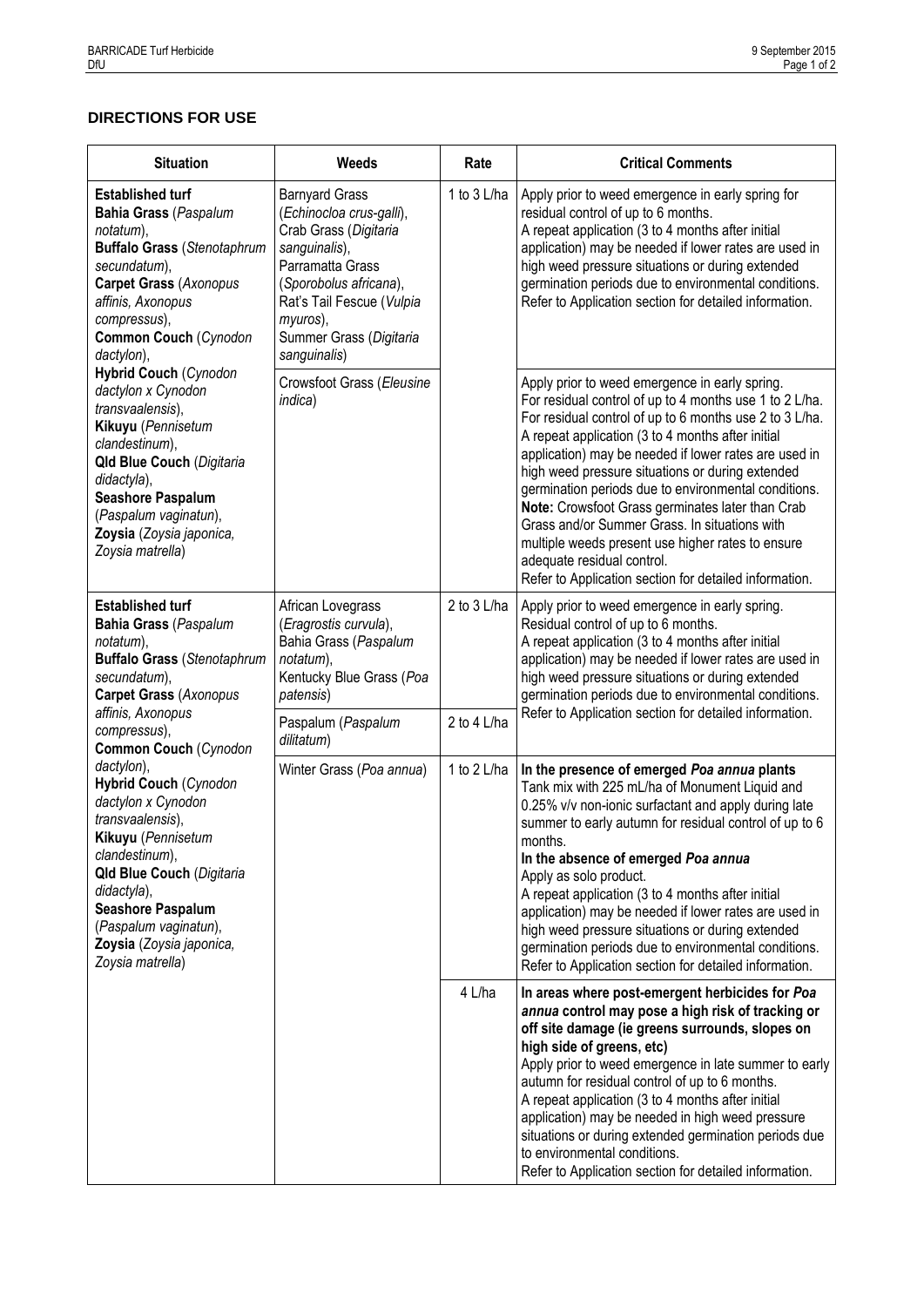## DIRECTIONS FOR USE

| Situation | Weeds | Rate | Critical Comments |
|---|---|---|---|
| **Established turf** **Bahia Grass** (*Paspalum notatum*), **Buffalo Grass** (*Stenotaphrum secundatum*), **Carpet Grass** (*Axonopus affinis, Axonopus compressus*), **Common Couch** (*Cynodon dactylon*), **Hybrid Couch** (*Cynodon dactylon x Cynodon transvaalensis*), **Kikuyu** (*Pennisetum clandestinum*), **Qld Blue Couch** (*Digitaria didactyla*), **Seashore Paspalum** (*Paspalum vaginatun*), **Zoysia** (*Zoysia japonica, Zoysia matrella*) | Barnyard Grass (*Echinocloa crus-galli*), Crab Grass (*Digitaria sanguinalis*), Parramatta Grass (*Sporobolus africana*), Rat's Tail Fescue (*Vulpia myuros*), Summer Grass (*Digitaria sanguinalis*) | 1 to 3 L/ha | Apply prior to weed emergence in early spring for residual control of up to 6 months. A repeat application (3 to 4 months after initial application) may be needed if lower rates are used in high weed pressure situations or during extended germination periods due to environmental conditions. Refer to Application section for detailed information. |
| | Crowsfoot Grass (*Eleusine indica*) | | Apply prior to weed emergence in early spring. For residual control of up to 4 months use 1 to 2 L/ha. For residual control of up to 6 months use 2 to 3 L/ha. A repeat application (3 to 4 months after initial application) may be needed if lower rates are used in high weed pressure situations or during extended germination periods due to environmental conditions. **Note:** Crowsfoot Grass germinates later than Crab Grass and/or Summer Grass. In situations with multiple weeds present use higher rates to ensure adequate residual control. Refer to Application section for detailed information. |
| **Established turf** **Bahia Grass** (*Paspalum notatum*), **Buffalo Grass** (*Stenotaphrum secundatum*), **Carpet Grass** (*Axonopus affinis, Axonopus compressus*), **Common Couch** (*Cynodon dactylon*), **Hybrid Couch** (*Cynodon dactylon x Cynodon transvaalensis*), **Kikuyu** (*Pennisetum clandestinum*), **Qld Blue Couch** (*Digitaria didactyla*), **Seashore Paspalum** (*Paspalum vaginatun*), **Zoysia** (*Zoysia japonica, Zoysia matrella*) | African Lovegrass (*Eragrostis curvula*), Bahia Grass (*Paspalum notatum*), Kentucky Blue Grass (*Poa patensis*) | 2 to 3 L/ha | Apply prior to weed emergence in early spring. Residual control of up to 6 months. A repeat application (3 to 4 months after initial application) may be needed if lower rates are used in high weed pressure situations or during extended germination periods due to environmental conditions. Refer to Application section for detailed information. |
| | Paspalum (*Paspalum dilitatum*) | 2 to 4 L/ha | |
| | Winter Grass (*Poa annua*) | 1 to 2 L/ha | **In the presence of emerged *Poa annua* plants** Tank mix with 225 mL/ha of Monument Liquid and 0.25% v/v non-ionic surfactant and apply during late summer to early autumn for residual control of up to 6 months. **In the absence of emerged *Poa annua*** Apply as solo product. A repeat application (3 to 4 months after initial application) may be needed if lower rates are used in high weed pressure situations or during extended germination periods due to environmental conditions. Refer to Application section for detailed information. |
| | | 4 L/ha | **In areas where post-emergent herbicides for *Poa annua* control may pose a high risk of tracking or off site damage (ie greens surrounds, slopes on high side of greens, etc)** Apply prior to weed emergence in late summer to early autumn for residual control of up to 6 months. A repeat application (3 to 4 months after initial application) may be needed in high weed pressure situations or during extended germination periods due to environmental conditions. Refer to Application section for detailed information. |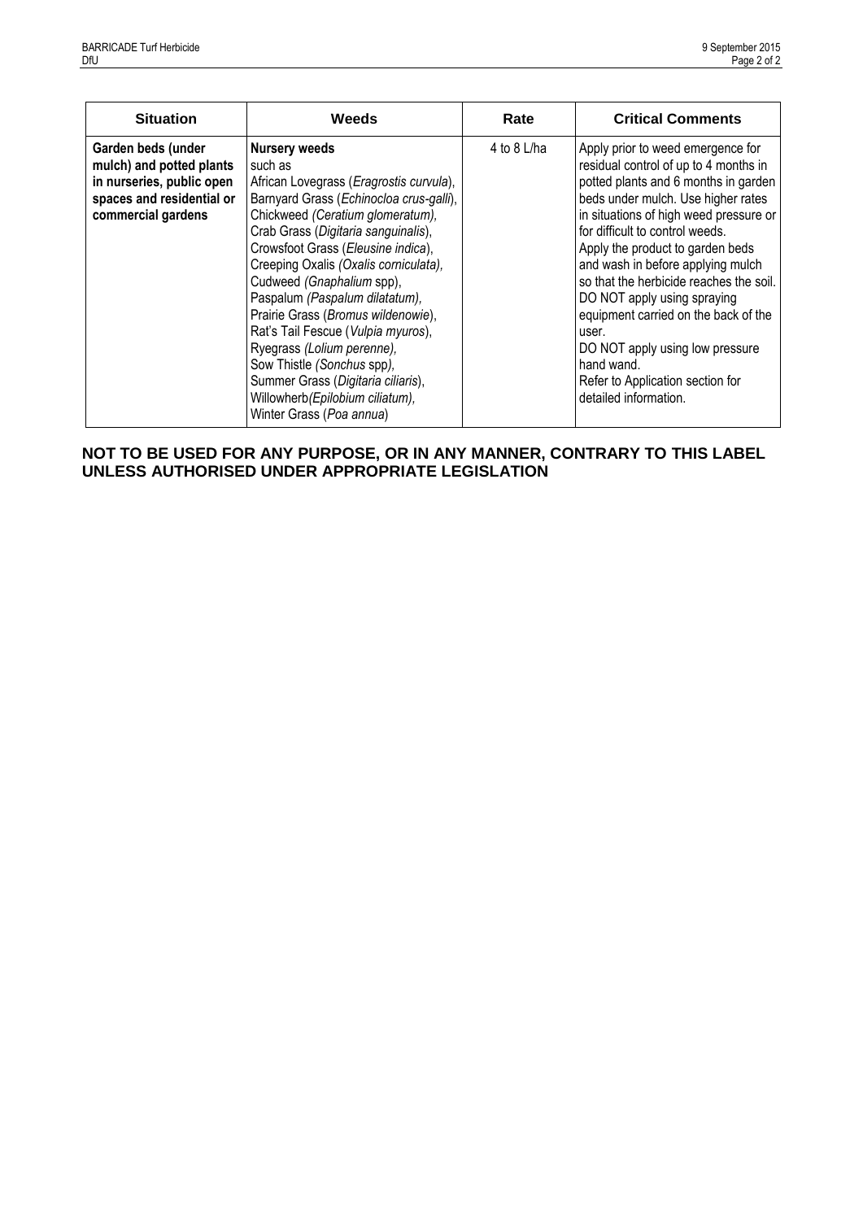| Situation | Weeds | Rate | Critical Comments |
|---|---|---|---|
| **Garden beds (under mulch) and potted plants in nurseries, public open spaces and residential or commercial gardens** | **Nursery weeds** such as African Lovegrass (*Eragrostis curvula*), Barnyard Grass (*Echinocloa crus-galli*), Chickweed *(Ceratium glomeratum),* Crab Grass (*Digitaria sanguinalis*), Crowsfoot Grass (*Eleusine indica*), Creeping Oxalis *(Oxalis corniculata),* Cudweed *(Gnaphalium* spp), Paspalum *(Paspalum dilatatum),* Prairie Grass (*Bromus wildenowie*), Rat's Tail Fescue (*Vulpia myuros*), Ryegrass *(Lolium perenne),* Sow Thistle *(Sonchus* spp*),* Summer Grass (*Digitaria ciliaris*), Willowherb*(Epilobium ciliatum),* Winter Grass (*Poa annua*) | 4 to 8 L/ha | Apply prior to weed emergence for residual control of up to 4 months in potted plants and 6 months in garden beds under mulch. Use higher rates in situations of high weed pressure or for difficult to control weeds. Apply the product to garden beds and wash in before applying mulch so that the herbicide reaches the soil. DO NOT apply using spraying equipment carried on the back of the user. DO NOT apply using low pressure hand wand. Refer to Application section for detailed information. |

**NOT TO BE USED FOR ANY PURPOSE, OR IN ANY MANNER, CONTRARY TO THIS LABEL UNLESS AUTHORISED UNDER APPROPRIATE LEGISLATION**